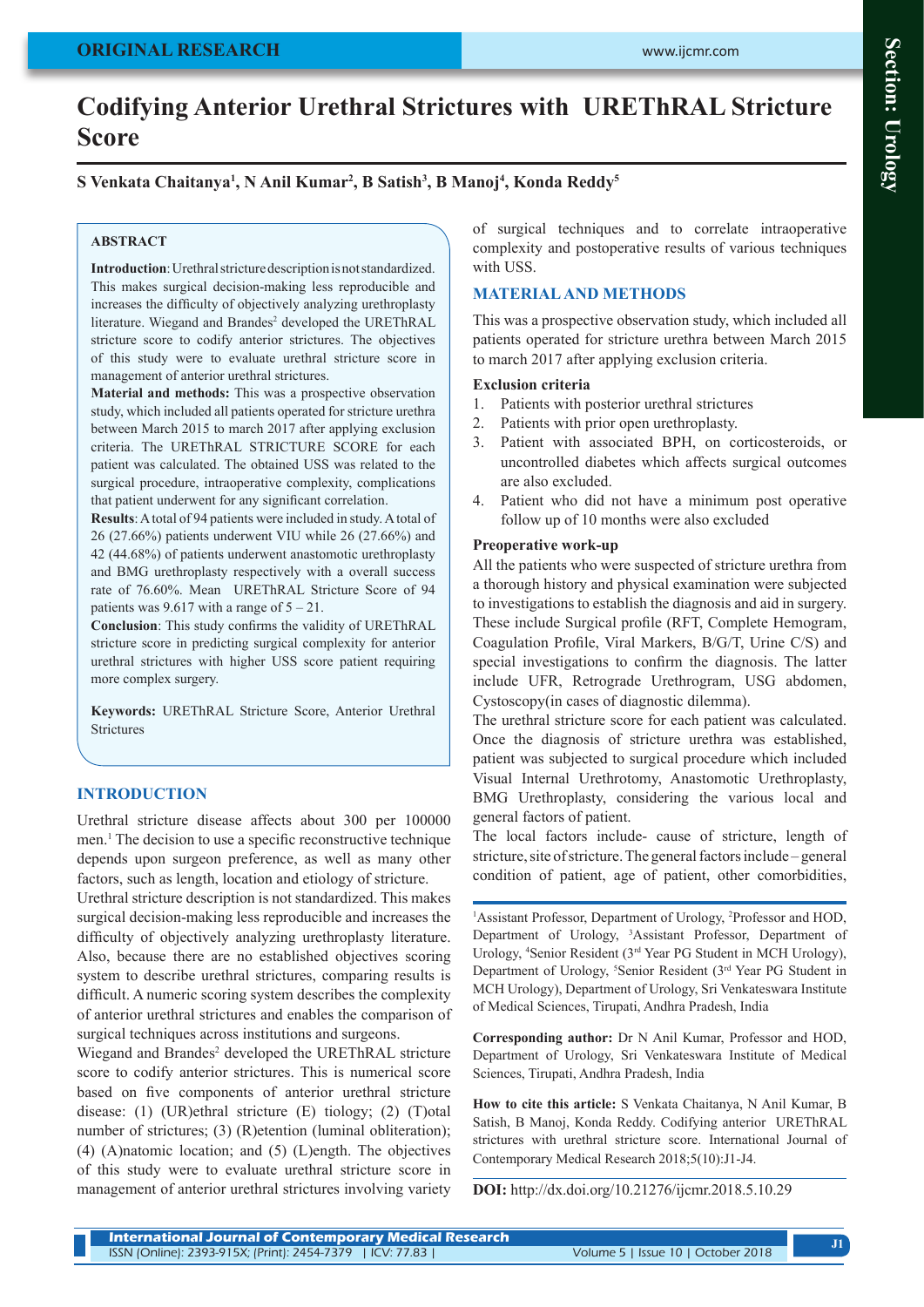ORIGINAL RESEARCH

# Codifying Anterior Urethral Strictures with UREThRAL Stricture Score

**S Venkata Chaitanya[1], N Anil Kumar[2], B Satish[3], B Manoj[4], Konda Reddy[5]**

## ABSTRACT

**Introduction**: Urethral stricture description is not standardized. This makes surgical decision-making less reproducible and increases the difficulty of objectively analyzing urethroplasty literature. Wiegand and Brandes[2] developed the UREThRAL stricture score to codify anterior strictures. The objectives of this study were to evaluate urethral stricture score in management of anterior urethral strictures.

**Material and methods:** This was a prospective observation study, which included all patients operated for stricture urethra between March 2015 to march 2017 after applying exclusion criteria. The UREThRAL STRICTURE SCORE for each patient was calculated. The obtained USS was related to the surgical procedure, intraoperative complexity, complications that patient underwent for any significant correlation.

**Results**: A total of 94 patients were included in study. A total of 26 (27.66%) patients underwent VIU while 26 (27.66%) and 42 (44.68%) of patients underwent anastomotic urethroplasty and BMG urethroplasty respectively with a overall success rate of 76.60%. Mean UREThRAL Stricture Score of 94 patients was 9.617 with a range of 5 – 21.

**Conclusion**: This study confirms the validity of UREThRAL stricture score in predicting surgical complexity for anterior urethral strictures with higher USS score patient requiring more complex surgery.

**Keywords:** UREThRAL Stricture Score, Anterior Urethral Strictures

## INTRODUCTION

Urethral stricture disease affects about 300 per 100000 men.[1] The decision to use a specific reconstructive technique depends upon surgeon preference, as well as many other factors, such as length, location and etiology of stricture.

Urethral stricture description is not standardized. This makes surgical decision-making less reproducible and increases the difficulty of objectively analyzing urethroplasty literature. Also, because there are no established objectives scoring system to describe urethral strictures, comparing results is difficult. A numeric scoring system describes the complexity of anterior urethral strictures and enables the comparison of surgical techniques across institutions and surgeons.

Wiegand and Brandes[2] developed the UREThRAL stricture score to codify anterior strictures. This is numerical score based on five components of anterior urethral stricture disease: (1) (UR)ethral stricture (E) tiology; (2) (T)otal number of strictures; (3) (R)etention (luminal obliteration); (4) (A)natomic location; and (5) (L)ength. The objectives of this study were to evaluate urethral stricture score in management of anterior urethral strictures involving variety of surgical techniques and to correlate intraoperative complexity and postoperative results of various techniques with USS.

## MATERIAL AND METHODS

This was a prospective observation study, which included all patients operated for stricture urethra between March 2015 to march 2017 after applying exclusion criteria.

### Exclusion criteria

1. Patients with posterior urethral strictures
2. Patients with prior open urethroplasty.
3. Patient with associated BPH, on corticosteroids, or uncontrolled diabetes which affects surgical outcomes are also excluded.
4. Patient who did not have a minimum post operative follow up of 10 months were also excluded

### Preoperative work-up

All the patients who were suspected of stricture urethra from a thorough history and physical examination were subjected to investigations to establish the diagnosis and aid in surgery. These include Surgical profile (RFT, Complete Hemogram, Coagulation Profile, Viral Markers, B/G/T, Urine C/S) and special investigations to confirm the diagnosis. The latter include UFR, Retrograde Urethrogram, USG abdomen, Cystoscopy(in cases of diagnostic dilemma).

The urethral stricture score for each patient was calculated. Once the diagnosis of stricture urethra was established, patient was subjected to surgical procedure which included Visual Internal Urethrotomy, Anastomotic Urethroplasty, BMG Urethroplasty, considering the various local and general factors of patient.

The local factors include- cause of stricture, length of stricture, site of stricture. The general factors include – general condition of patient, age of patient, other comorbidities,

---

[1]Assistant Professor, Department of Urology, [2]Professor and HOD, Department of Urology, [3]Assistant Professor, Department of Urology, [4]Senior Resident (3rd Year PG Student in MCH Urology), Department of Urology, [5]Senior Resident (3rd Year PG Student in MCH Urology), Department of Urology, Sri Venkateswara Institute of Medical Sciences, Tirupati, Andhra Pradesh, India

**Corresponding author:** Dr N Anil Kumar, Professor and HOD, Department of Urology, Sri Venkateswara Institute of Medical Sciences, Tirupati, Andhra Pradesh, India

**How to cite this article:** S Venkata Chaitanya, N Anil Kumar, B Satish, B Manoj, Konda Reddy. Codifying anterior UREThRAL strictures with urethral stricture score. International Journal of Contemporary Medical Research 2018;5(10):J1-J4.

**DOI:** http://dx.doi.org/10.21276/ijcmr.2018.5.10.29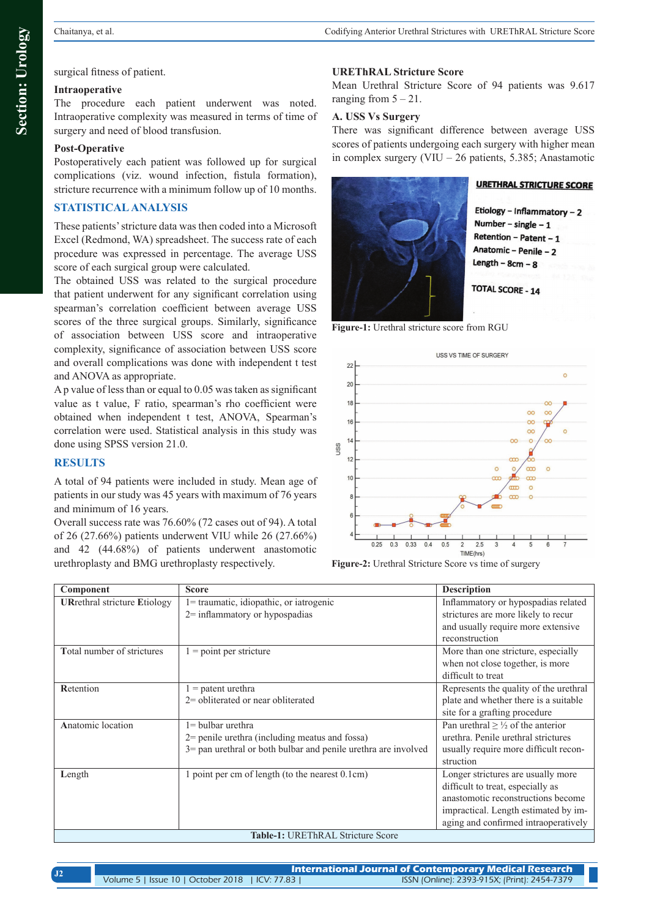surgical fitness of patient.

### Intraoperative

The procedure each patient underwent was noted. Intraoperative complexity was measured in terms of time of surgery and need of blood transfusion.

### Post-Operative

Postoperatively each patient was followed up for surgical complications (viz. wound infection, fistula formation), stricture recurrence with a minimum follow up of 10 months.

## STATISTICAL ANALYSIS

These patients' stricture data was then coded into a Microsoft Excel (Redmond, WA) spreadsheet. The success rate of each procedure was expressed in percentage. The average USS score of each surgical group were calculated.

The obtained USS was related to the surgical procedure that patient underwent for any significant correlation using spearman's correlation coefficient between average USS scores of the three surgical groups. Similarly, significance of association between USS score and intraoperative complexity, significance of association between USS score and overall complications was done with independent t test and ANOVA as appropriate.

A p value of less than or equal to 0.05 was taken as significant value as t value, F ratio, spearman's rho coefficient were obtained when independent t test, ANOVA, Spearman's correlation were used. Statistical analysis in this study was done using SPSS version 21.0.

## RESULTS

A total of 94 patients were included in study. Mean age of patients in our study was 45 years with maximum of 76 years and minimum of 16 years.

Overall success rate was 76.60% (72 cases out of 94). A total of 26 (27.66%) patients underwent VIU while 26 (27.66%) and 42 (44.68%) of patients underwent anastomotic urethroplasty and BMG urethroplasty respectively.

### UREThRAL Stricture Score

Mean Urethral Stricture Score of 94 patients was 9.617 ranging from 5 – 21.

### A. USS Vs Surgery

There was significant difference between average USS scores of patients undergoing each surgery with higher mean in complex surgery (VIU – 26 patients, 5.385; Anastamotic

URETHRAL STRICTURE SCORE

Etiology – Inflammatory – 2
Number – single – 1
Retention – Patent – 1
Anatomic – Penile – 2
Length – 8cm – 8

TOTAL SCORE - 14

**Figure-1:** Urethral stricture score from RGU

**Figure-2:** Urethral Stricture Score vs time of surgery

| Component | Score | Description |
|---|---|---|
| URethral stricture Etiology | 1= traumatic, idiopathic, or iatrogenic<br>2= inflammatory or hypospadias | Inflammatory or hypospadias related strictures are more likely to recur and usually require more extensive reconstruction |
| Total number of strictures | 1 = point per stricture | More than one stricture, especially when not close together, is more difficult to treat |
| Retention | 1 = patent urethra<br>2= obliterated or near obliterated | Represents the quality of the urethral plate and whether there is a suitable site for a grafting procedure |
| Anatomic location | 1= bulbar urethra<br>2= penile urethra (including meatus and fossa)<br>3= pan urethral or both bulbar and penile urethra are involved | Pan urethral ≥ ½ of the anterior urethra. Penile urethral strictures usually require more difficult reconstruction |
| Length | 1 point per cm of length (to the nearest 0.1cm) | Longer strictures are usually more difficult to treat, especially as anastomotic reconstructions become impractical. Length estimated by imaging and confirmed intraoperatively |

**Table-1:** UREThRAL Stricture Score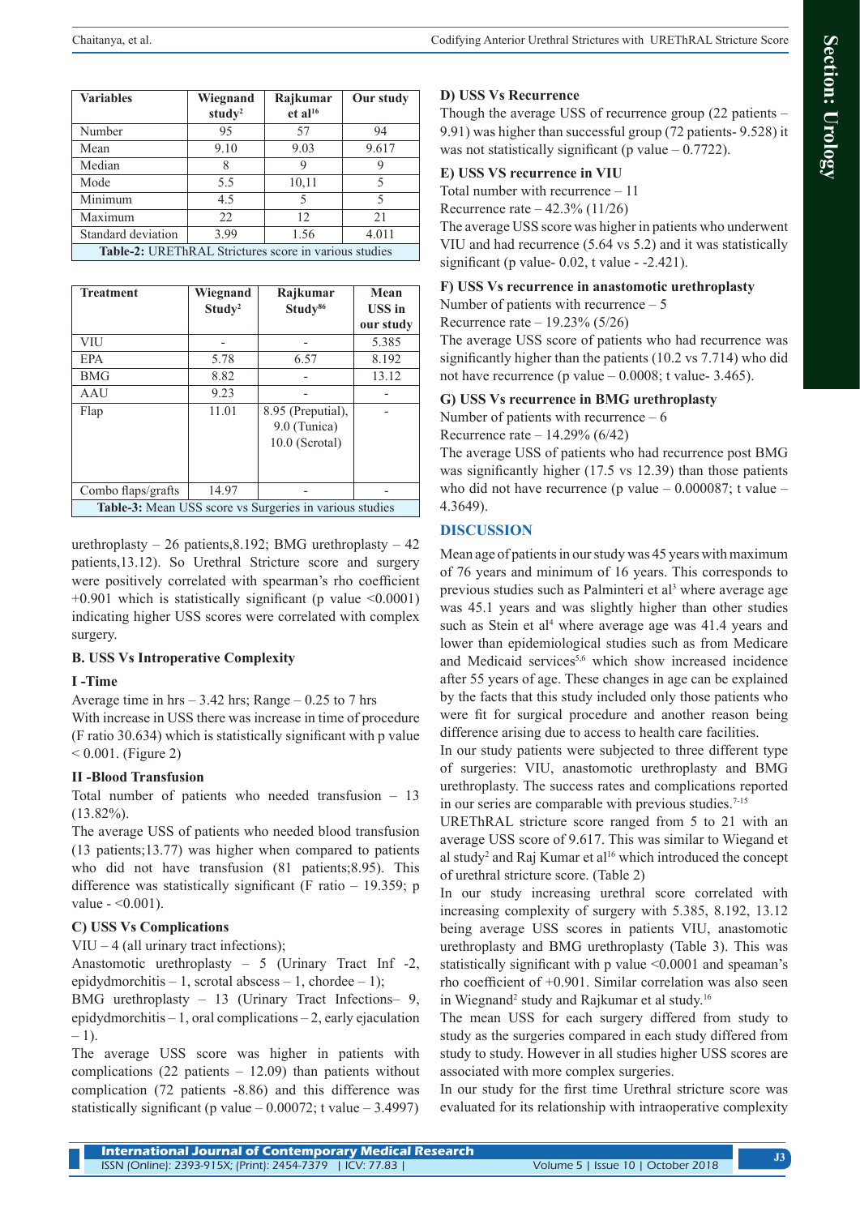| Variables | Wiegnand study[2] | Rajkumar et al[16] | Our study |
|---|---|---|---|
| Number | 95 | 57 | 94 |
| Mean | 9.10 | 9.03 | 9.617 |
| Median | 8 | 9 | 9 |
| Mode | 5.5 | 10,11 | 5 |
| Minimum | 4.5 | 5 | 5 |
| Maximum | 22 | 12 | 21 |
| Standard deviation | 3.99 | 1.56 | 4.011 |

**Table-2:** URETHRAL Strictures score in various studies

| Treatment | Wiegnand Study[2] | Rajkumar Study[86] | Mean USS in our study |
|---|---|---|---|
| VIU | - | - | 5.385 |
| EPA | 5.78 | 6.57 | 8.192 |
| BMG | 8.82 | - | 13.12 |
| AAU | 9.23 | - | - |
| Flap | 11.01 | 8.95 (Preputial), 9.0 (Tunica) 10.0 (Scrotal) | - |
| Combo flaps/grafts | 14.97 | - | - |

**Table-3:** Mean USS score vs Surgeries in various studies

urethroplasty – 26 patients,8.192; BMG urethroplasty – 42 patients,13.12). So Urethral Stricture score and surgery were positively correlated with spearman's rho coefficient +0.901 which is statistically significant (p value <0.0001) indicating higher USS scores were correlated with complex surgery.

### B. USS Vs Intropertive Complexity

**I -Time**

Average time in hrs – 3.42 hrs; Range – 0.25 to 7 hrs

With increase in USS there was increase in time of procedure (F ratio 30.634) which is statistically significant with p value < 0.001. (Figure 2)

**II -Blood Transfusion**

Total number of patients who needed transfusion – 13 (13.82%).

The average USS of patients who needed blood transfusion (13 patients;13.77) was higher when compared to patients who did not have transfusion (81 patients;8.95). This difference was statistically significant (F ratio – 19.359; p value - <0.001).

### C) USS Vs Complications

VIU – 4 (all urinary tract infections);

Anastomotic urethroplasty – 5 (Urinary Tract Inf -2, epidydmorchitis – 1, scrotal abscess – 1, chordee – 1);

BMG urethroplasty – 13 (Urinary Tract Infections– 9, epidydmorchitis – 1, oral complications – 2, early ejaculation – 1).

The average USS score was higher in patients with complications (22 patients – 12.09) than patients without complication (72 patients -8.86) and this difference was statistically significant (p value – 0.00072; t value – 3.4997)

### D) USS Vs Recurrence

Though the average USS of recurrence group (22 patients – 9.91) was higher than successful group (72 patients- 9.528) it was not statistically significant (p value – 0.7722).

### E) USS VS recurrence in VIU

Total number with recurrence – 11

Recurrence rate – 42.3% (11/26)

The average USS score was higher in patients who underwent VIU and had recurrence (5.64 vs 5.2) and it was statistically significant (p value- 0.02, t value - -2.421).

### F) USS Vs recurrence in anastomotic urethroplasty

Number of patients with recurrence – 5

Recurrence rate – 19.23% (5/26)

The average USS score of patients who had recurrence was significantly higher than the patients (10.2 vs 7.714) who did not have recurrence (p value – 0.0008; t value- 3.465).

### G) USS Vs recurrence in BMG urethroplasty

Number of patients with recurrence – 6

Recurrence rate – 14.29% (6/42)

The average USS of patients who had recurrence post BMG was significantly higher (17.5 vs 12.39) than those patients who did not have recurrence (p value – 0.000087; t value – 4.3649).

## DISCUSSION

Mean age of patients in our study was 45 years with maximum of 76 years and minimum of 16 years. This corresponds to previous studies such as Palminteri et al[3] where average age was 45.1 years and was slightly higher than other studies such as Stein et al[4] where average age was 41.4 years and lower than epidemiological studies such as from Medicare and Medicaid services[5,6] which show increased incidence after 55 years of age. These changes in age can be explained by the facts that this study included only those patients who were fit for surgical procedure and another reason being difference arising due to access to health care facilities.

In our study patients were subjected to three different type of surgeries: VIU, anastomotic urethroplasty and BMG urethroplasty. The success rates and complications reported in our series are comparable with previous studies.[7-15]

URETHRAL stricture score ranged from 5 to 21 with an average USS score of 9.617. This was similar to Wiegand et al study[2] and Raj Kumar et al[16] which introduced the concept of urethral stricture score. (Table 2)

In our study increasing urethral score correlated with increasing complexity of surgery with 5.385, 8.192, 13.12 being average USS scores in patients VIU, anastomotic urethroplasty and BMG urethroplasty (Table 3). This was statistically significant with p value <0.0001 and speaman's rho coefficient of +0.901. Similar correlation was also seen in Wiegnand[2] study and Rajkumar et al study.[16]

The mean USS for each surgery differed from study to study as the surgeries compared in each study differed from study to study. However in all studies higher USS scores are associated with more complex surgeries.

In our study for the first time Urethral stricture score was evaluated for its relationship with intraoperative complexity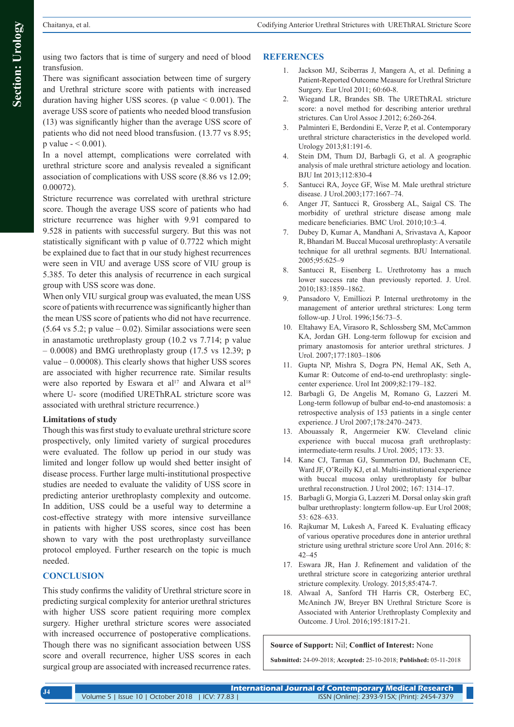using two factors that is time of surgery and need of blood transfusion.

There was significant association between time of surgery and Urethral stricture score with patients with increased duration having higher USS scores. (p value < 0.001). The average USS score of patients who needed blood transfusion (13) was significantly higher than the average USS score of patients who did not need blood transfusion. (13.77 vs 8.95; p value - < 0.001).

In a novel attempt, complications were correlated with urethral stricture score and analysis revealed a significant association of complications with USS score (8.86 vs 12.09; 0.00072).

Stricture recurrence was correlated with urethral stricture score. Though the average USS score of patients who had stricture recurrence was higher with 9.91 compared to 9.528 in patients with successful surgery. But this was not statistically significant with p value of 0.7722 which might be explained due to fact that in our study highest recurrences were seen in VIU and average USS score of VIU group is 5.385. To deter this analysis of recurrence in each surgical group with USS score was done.

When only VIU surgical group was evaluated, the mean USS score of patients with recurrence was significantly higher than the mean USS score of patients who did not have recurrence. (5.64 vs 5.2; p value – 0.02). Similar associations were seen in anastamotic urethroplasty group (10.2 vs 7.714; p value – 0.0008) and BMG urethroplasty group (17.5 vs 12.39; p value – 0.00008). This clearly shows that higher USS scores are associated with higher recurrence rate. Similar results were also reported by Eswara et al[17] and Alwara et al[18] where U- score (modified UREThRAL stricture score was associated with urethral stricture recurrence.)

### Limitations of study

Though this was first study to evaluate urethral stricture score prospectively, only limited variety of surgical procedures were evaluated. The follow up period in our study was limited and longer follow up would shed better insight of disease process. Further large multi-institutional prospective studies are needed to evaluate the validity of USS score in predicting anterior urethroplasty complexity and outcome. In addition, USS could be a useful way to determine a cost-effective strategy with more intensive surveillance in patients with higher USS scores, since cost has been shown to vary with the post urethroplasty surveillance protocol employed. Further research on the topic is much needed.

## CONCLUSION

This study confirms the validity of Urethral stricture score in predicting surgical complexity for anterior urethral strictures with higher USS score patient requiring more complex surgery. Higher urethral stricture scores were associated with increased occurrence of postoperative complications. Though there was no significant association between USS score and overall recurrence, higher USS scores in each surgical group are associated with increased recurrence rates.

## REFERENCES

1. Jackson MJ, Sciberras J, Mangera A, et al. Defining a Patient-Reported Outcome Measure for Urethral Stricture Surgery. Eur Urol 2011; 60:60-8.
2. Wiegand LR, Brandes SB. The UREThRAL stricture score: a novel method for describing anterior urethral strictures. Can Urol Assoc J.2012; 6:260-264.
3. Palminteri E, Berdondini E, Verze P, et al. Contemporary urethral stricture characteristics in the developed world. Urology 2013;81:191-6.
4. Stein DM, Thum DJ, Barbagli G, et al. A geographic analysis of male urethral stricture aetiology and location. BJU Int 2013;112:830-4
5. Santucci RA, Joyce GF, Wise M. Male urethral stricture disease. J Urol.2003;177:1667–74.
6. Anger JT, Santucci R, Grossberg AL, Saigal CS. The morbidity of urethral stricture disease among male medicare beneficiaries. BMC Urol. 2010;10:3–4.
7. Dubey D, Kumar A, Mandhani A, Srivastava A, Kapoor R, Bhandari M. Buccal Mucosal urethroplasty: A versatile technique for all urethral segments. BJU International. 2005;95:625–9
8. Santucci R, Eisenberg L. Urethrotomy has a much lower success rate than previously reported. J. Urol. 2010;183:1859–1862.
9. Pansadoro V, Emilliozi P. Internal urethrotomy in the management of anterior urethral strictures: Long term follow-up. J Urol. 1996;156:73–5.
10. Eltahawy EA, Virasoro R, Schlossberg SM, McCammon KA, Jordan GH. Long-term followup for excision and primary anastomosis for anterior urethral strictures. J Urol. 2007;177:1803–1806
11. Gupta NP, Mishra S, Dogra PN, Hemal AK, Seth A, Kumar R: Outcome of end-to-end urethroplasty: single-center experience. Urol Int 2009;82:179–182.
12. Barbagli G, De Angelis M, Romano G, Lazzeri M. Long-term followup of bulbar end-to-end anastomosis: a retrospective analysis of 153 patients in a single center experience. J Urol 2007;178:2470–2473.
13. Abouassaly R, Angermeier KW. Cleveland clinic experience with buccal mucosa graft urethroplasty: intermediate-term results. J Urol. 2005; 173: 33.
14. Kane CJ, Tarman GJ, Summerton DJ, Buchmann CE, Ward JF, O'Reilly KJ, et al. Multi-institutional experience with buccal mucosa onlay urethroplasty for bulbar urethral reconstruction. J Urol 2002; 167: 1314–17.
15. Barbagli G, Morgia G, Lazzeri M. Dorsal onlay skin graft bulbar urethroplasty: longterm follow-up. Eur Urol 2008; 53: 628–633.
16. Rajkumar M, Lukesh A, Fareed K. Evaluating efficacy of various operative procedures done in anterior urethral stricture using urethral stricture score Urol Ann. 2016; 8: 42–45
17. Eswara JR, Han J. Refinement and validation of the urethral stricture score in categorizing anterior urethral stricture complexity. Urology. 2015;85:474-7.
18. Alwaal A, Sanford TH Harris CR, Osterberg EC, McAninch JW, Breyer BN Urethral Stricture Score is Associated with Anterior Urethroplasty Complexity and Outcome. J Urol. 2016;195:1817-21.

**Source of Support:** Nil; **Conflict of Interest:** None

**Submitted:** 24-09-2018; **Accepted:** 25-10-2018; **Published:** 05-11-2018